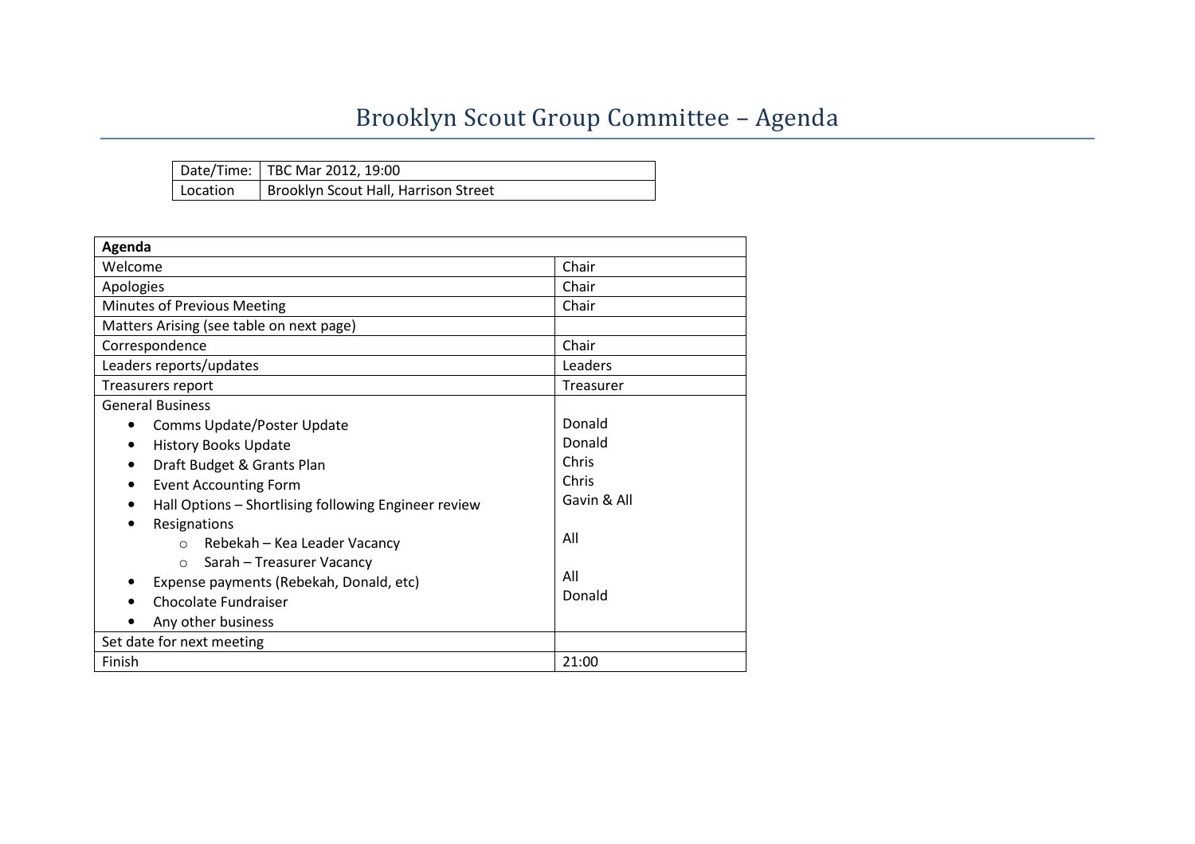# Brooklyn Scout Group Committee – Agenda

| Date/Time: | TBC Mar 2012, 19:00 |
|---|---|
| Location | Brooklyn Scout Hall, Harrison Street |

| **Agenda** | |
|---|---|
| Welcome | Chair |
| Apologies | Chair |
| Minutes of Previous Meeting | Chair |
| Matters Arising (see table on next page) | |
| Correspondence | Chair |
| Leaders reports/updates | Leaders |
| Treasurers report | Treasurer |
| General Business | |
| • Comms Update/Poster Update | Donald |
| • History Books Update | Donald |
| • Draft Budget & Grants Plan | Chris |
| • Event Accounting Form | Chris |
| • Hall Options – Shortlising following Engineer review | Gavin & All |
| • Resignations<br>○ Rebekah – Kea Leader Vacancy<br>○ Sarah – Treasurer Vacancy | All |
| • Expense payments (Rebekah, Donald, etc) | All |
| • Chocolate Fundraiser | Donald |
| • Any other business | |
| Set date for next meeting | |
| Finish | 21:00 |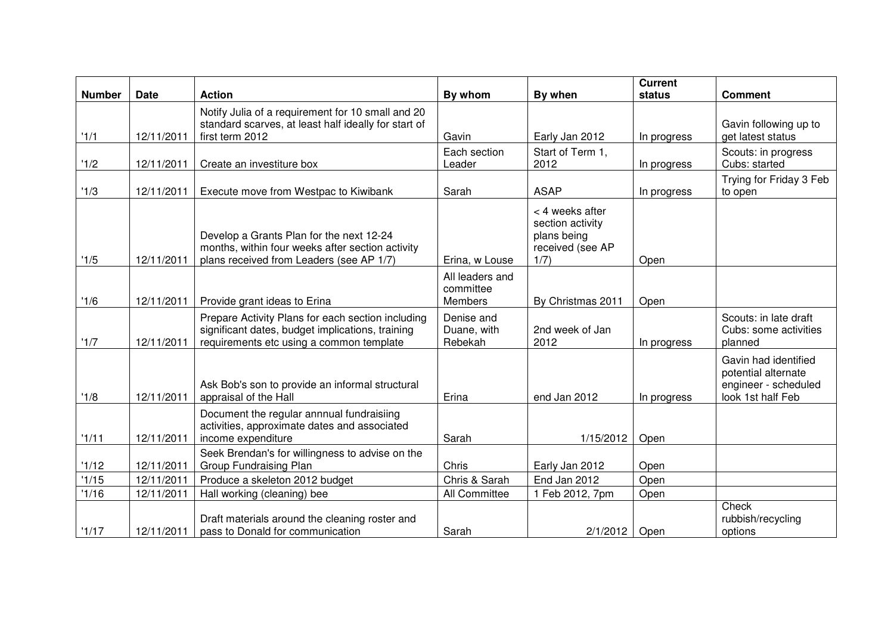| Number | Date | Action | By whom | By when | Current status | Comment |
|---|---|---|---|---|---|---|
| '1/1 | 12/11/2011 | Notify Julia of a requirement for 10 small and 20 standard scarves, at least half ideally for start of first term 2012 | Gavin | Early Jan 2012 | In progress | Gavin following up to get latest status |
| '1/2 | 12/11/2011 | Create an investiture box | Each section Leader | Start of Term 1, 2012 | In progress | Scouts: in progress Cubs: started |
| '1/3 | 12/11/2011 | Execute move from Westpac to Kiwibank | Sarah | ASAP | In progress | Trying for Friday 3 Feb to open |
| '1/5 | 12/11/2011 | Develop a Grants Plan for the next 12-24 months, within four weeks after section activity plans received from Leaders (see AP 1/7) | Erina, w Louse | < 4 weeks after section activity plans being received (see AP 1/7) | Open | |
| '1/6 | 12/11/2011 | Provide grant ideas to Erina | All leaders and committee Members | By Christmas 2011 | Open | |
| '1/7 | 12/11/2011 | Prepare Activity Plans for each section including significant dates, budget implications, training requirements etc using a common template | Denise and Duane, with Rebekah | 2nd week of Jan 2012 | In progress | Scouts: in late draft Cubs: some activities planned |
| '1/8 | 12/11/2011 | Ask Bob's son to provide an informal structural appraisal of the Hall | Erina | end Jan 2012 | In progress | Gavin had identified potential alternate engineer - scheduled look 1st half Feb |
| '1/11 | 12/11/2011 | Document the regular annnual fundraisiing activities, approximate dates and associated income expenditure | Sarah | 1/15/2012 | Open | |
| '1/12 | 12/11/2011 | Seek Brendan's for willingness to advise on the Group Fundraising Plan | Chris | Early Jan 2012 | Open | |
| '1/15 | 12/11/2011 | Produce a skeleton 2012 budget | Chris & Sarah | End Jan 2012 | Open | |
| '1/16 | 12/11/2011 | Hall working (cleaning) bee | All Committee | 1 Feb 2012, 7pm | Open | |
| '1/17 | 12/11/2011 | Draft materials around the cleaning roster and pass to Donald for communication | Sarah | 2/1/2012 | Open | Check rubbish/recycling options |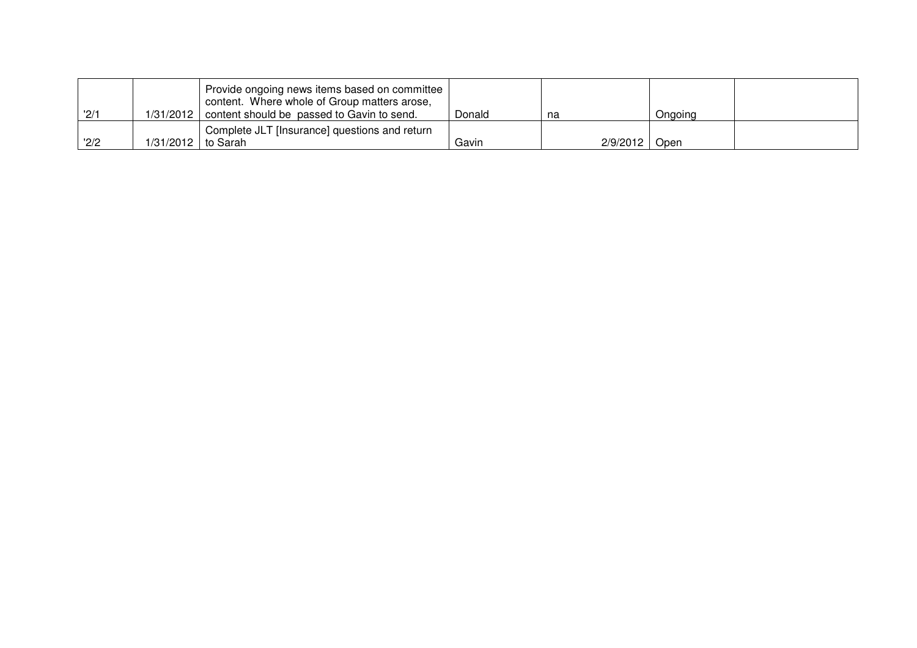| | | | | | | |
|---|---|---|---|---|---|---|
| '2/1 | 1/31/2012 | Provide ongoing news items based on committee content. Where whole of Group matters arose, content should be passed to Gavin to send. | Donald | na | Ongoing | |
| '2/2 | 1/31/2012 | Complete JLT [Insurance] questions and return to Sarah | Gavin | 2/9/2012 | Open | |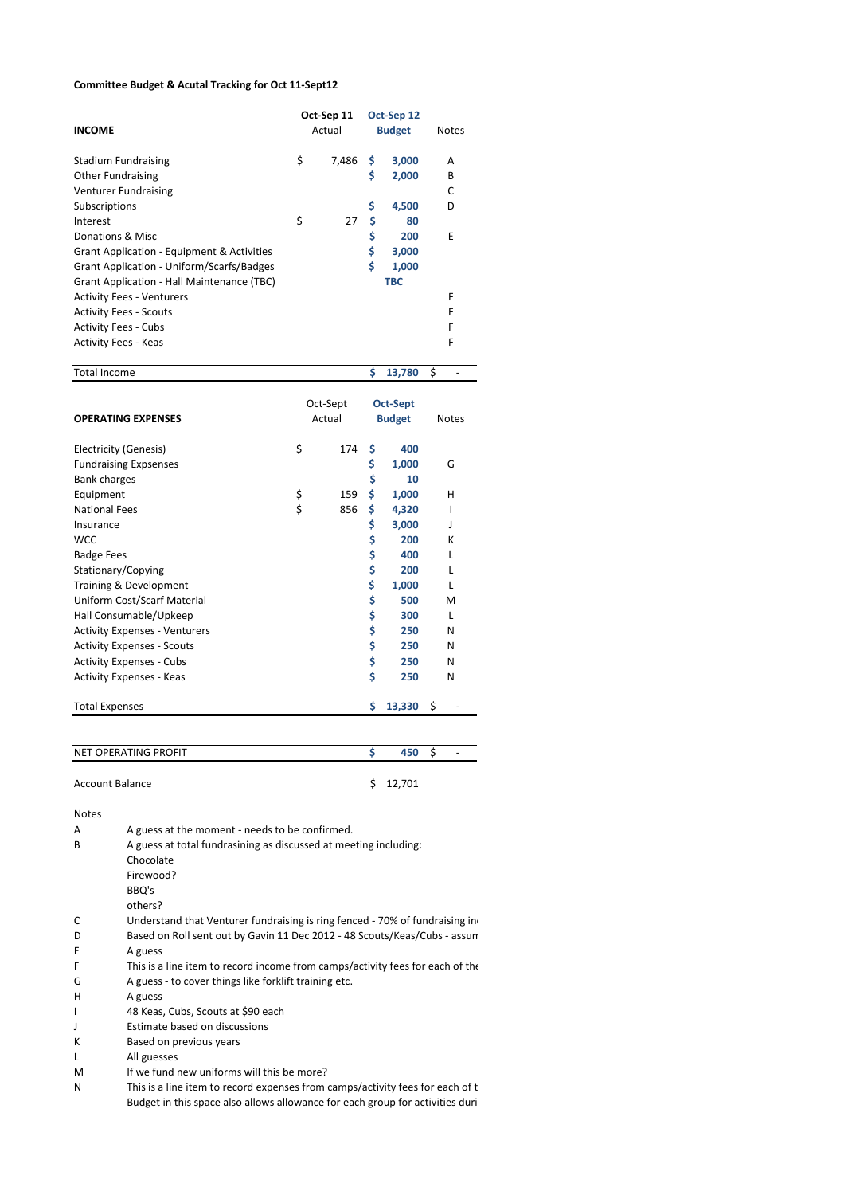**Committee Budget & Acutal Tracking for Oct 11-Sept12**

| INCOME | Oct-Sep 11 Actual | Oct-Sep 12 Budget | Notes |
|---|---|---|---|
| Stadium Fundraising | $ 7,486 | $ 3,000 | A |
| Other Fundraising | | $ 2,000 | B |
| Venturer Fundraising | | | C |
| Subscriptions | | $ 4,500 | D |
| Interest | $ 27 | $ 80 | |
| Donations & Misc | | $ 200 | E |
| Grant Application - Equipment & Activities | | $ 3,000 | |
| Grant Application - Uniform/Scarfs/Badges | | $ 1,000 | |
| Grant Application - Hall Maintenance (TBC) | | TBC | |
| Activity Fees - Venturers | | | F |
| Activity Fees - Scouts | | | F |
| Activity Fees - Cubs | | | F |
| Activity Fees - Keas | | | F |
| Total Income | | $ 13,780 | $ - |

| OPERATING EXPENSES | Oct-Sept Actual | Oct-Sept Budget | Notes |
|---|---|---|---|
| Electricity (Genesis) | $ 174 | $ 400 | |
| Fundraising Expsenses | | $ 1,000 | G |
| Bank charges | | $ 10 | |
| Equipment | $ 159 | $ 1,000 | H |
| National Fees | $ 856 | $ 4,320 | I |
| Insurance | | $ 3,000 | J |
| WCC | | $ 200 | K |
| Badge Fees | | $ 400 | L |
| Stationary/Copying | | $ 200 | L |
| Training & Development | | $ 1,000 | L |
| Uniform Cost/Scarf Material | | $ 500 | M |
| Hall Consumable/Upkeep | | $ 300 | L |
| Activity Expenses - Venturers | | $ 250 | N |
| Activity Expenses - Scouts | | $ 250 | N |
| Activity Expenses - Cubs | | $ 250 | N |
| Activity Expenses - Keas | | $ 250 | N |
| Total Expenses | | $ 13,330 | $ - |
| | | | |
| NET OPERATING PROFIT | | $ 450 | $ - |
| | | | |
| Account Balance | | $ 12,701 | |

Notes

| | |
|---|---|
| A | A guess at the moment - needs to be confirmed. |
| B | A guess at total fundrasining as discussed at meeting including: Chocolate, Firewood?, BBQ's, others? |
| C | Understand that Venturer fundraising is ring fenced - 70% of fundraising in |
| D | Based on Roll sent out by Gavin 11 Dec 2012 - 48 Scouts/Keas/Cubs - assun |
| E | A guess |
| F | This is a line item to record income from camps/activity fees for each of the |
| G | A guess - to cover things like forklift training etc. |
| H | A guess |
| I | 48 Keas, Cubs, Scouts at $90 each |
| J | Estimate based on discussions |
| K | Based on previous years |
| L | All guesses |
| M | If we fund new uniforms will this be more? |
| N | This is a line item to record expenses from camps/activity fees for each of t. Budget in this space also allows allowance for each group for activities duri |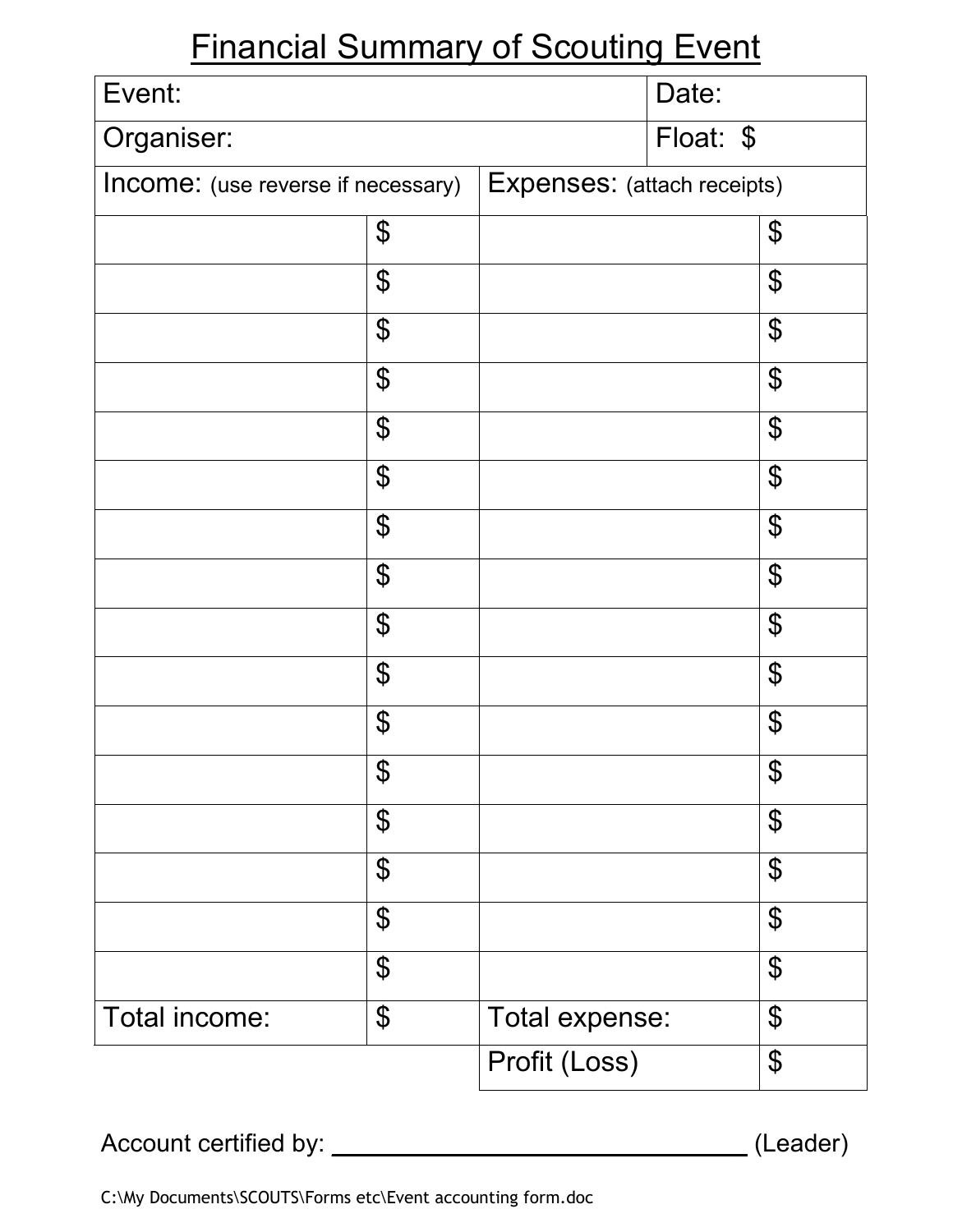# Financial Summary of Scouting Event

| Event: | | Date: | |
|---|---|---|---|
| Organiser: | | Float: $ | |
| Income: (use reverse if necessary) | | Expenses: (attach receipts) | |
| | $ | | $ |
| | $ | | $ |
| | $ | | $ |
| | $ | | $ |
| | $ | | $ |
| | $ | | $ |
| | $ | | $ |
| | $ | | $ |
| | $ | | $ |
| | $ | | $ |
| | $ | | $ |
| | $ | | $ |
| | $ | | $ |
| | $ | | $ |
| | $ | | $ |
| | $ | | $ |
| Total income: | $ | Total expense: | $ |
| | | Profit (Loss) | $ |

Account certified by: ________________________________ (Leader)

C:\My Documents\SCOUTS\Forms etc\Event accounting form.doc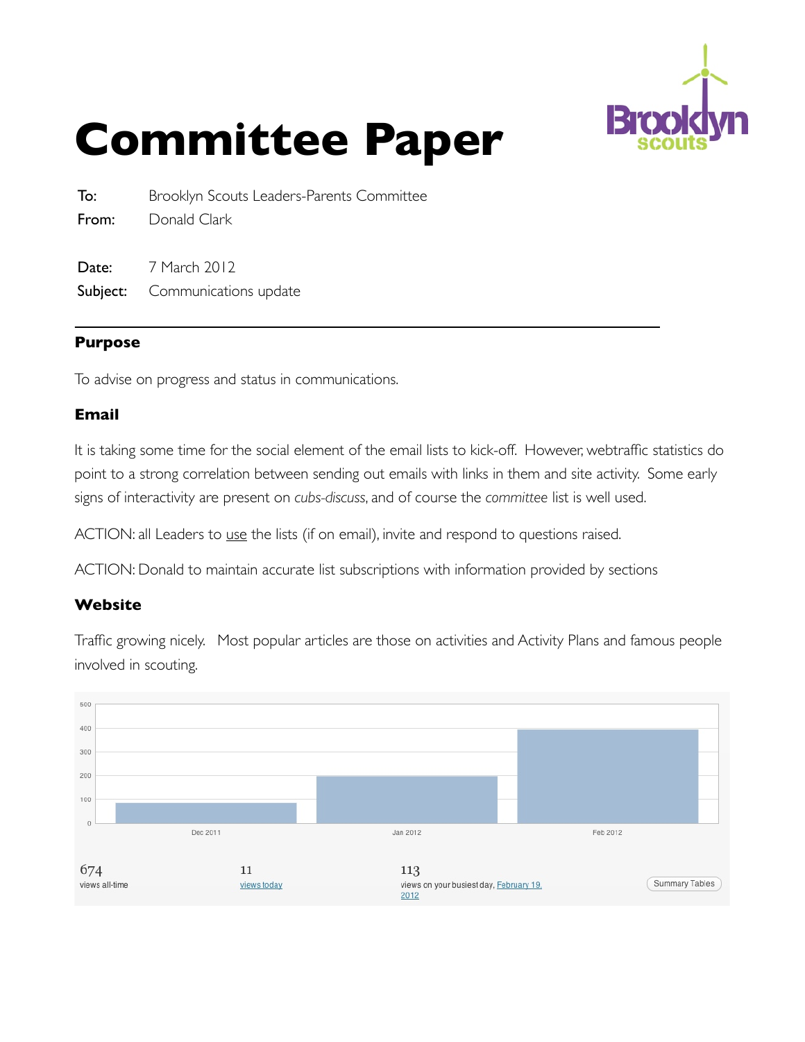# Committee Paper

| | |
|---|---|
| **To:** | Brooklyn Scouts Leaders-Parents Committee |
| **From:** | Donald Clark |
| **Date:** | 7 March 2012 |
| **Subject:** | Communications update |

## Purpose

To advise on progress and status in communications.

## Email

It is taking some time for the social element of the email lists to kick-off. However, webtraffic statistics do point to a strong correlation between sending out emails with links in them and site activity. Some early signs of interactivity are present on *cubs-discuss*, and of course the *committee* list is well used.

ACTION: all Leaders to use the lists (if on email), invite and respond to questions raised.

ACTION: Donald to maintain accurate list subscriptions with information provided by sections

## Website

Traffic growing nicely. Most popular articles are those on activities and Activity Plans and famous people involved in scouting.

| Month | Views |
|---|---|
| Dec 2011 | ~85 |
| Jan 2012 | ~200 |
| Feb 2012 | ~395 |

674 views all-time

11 views today

113 views on your busiest day, February 19, 2012

Summary Tables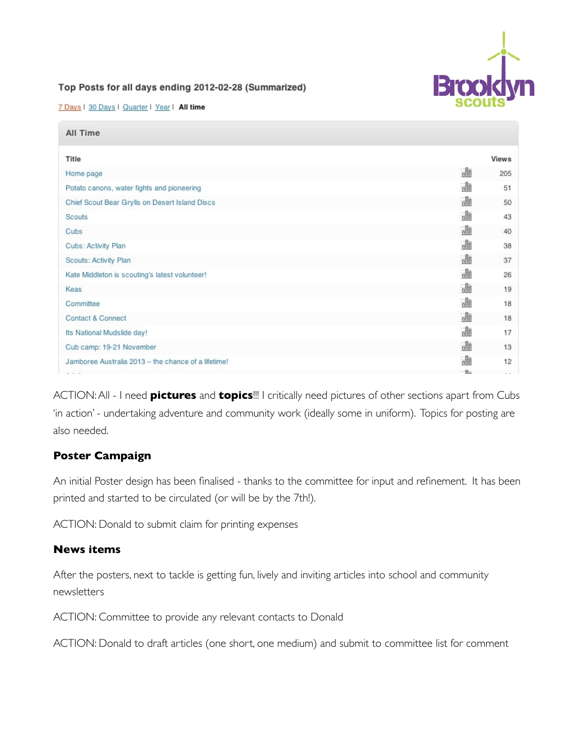Top Posts for all days ending 2012-02-28 (Summarized)

7 Days | 30 Days | Quarter | Year | **All time**

**All Time**

| Title | Views |
|---|---|
| Home page | 205 |
| Potato canons, water fights and pioneering | 51 |
| Chief Scout Bear Grylls on Desert Island Discs | 50 |
| Scouts | 43 |
| Cubs | 40 |
| Cubs: Activity Plan | 38 |
| Scouts: Activity Plan | 37 |
| Kate Middleton is scouting's latest volunteer! | 26 |
| Keas | 19 |
| Committee | 18 |
| Contact & Connect | 18 |
| Its National Mudslide day! | 17 |
| Cub camp: 19-21 November | 13 |
| Jamboree Australia 2013 – the chance of a lifetime! | 12 |

ACTION: All - I need **pictures** and **topics**!!! I critically need pictures of other sections apart from Cubs 'in action' - undertaking adventure and community work (ideally some in uniform). Topics for posting are also needed.

### Poster Campaign

An initial Poster design has been finalised - thanks to the committee for input and refinement. It has been printed and started to be circulated (or will be by the 7th!).

ACTION: Donald to submit claim for printing expenses

### News items

After the posters, next to tackle is getting fun, lively and inviting articles into school and community newsletters

ACTION: Committee to provide any relevant contacts to Donald

ACTION: Donald to draft articles (one short, one medium) and submit to committee list for comment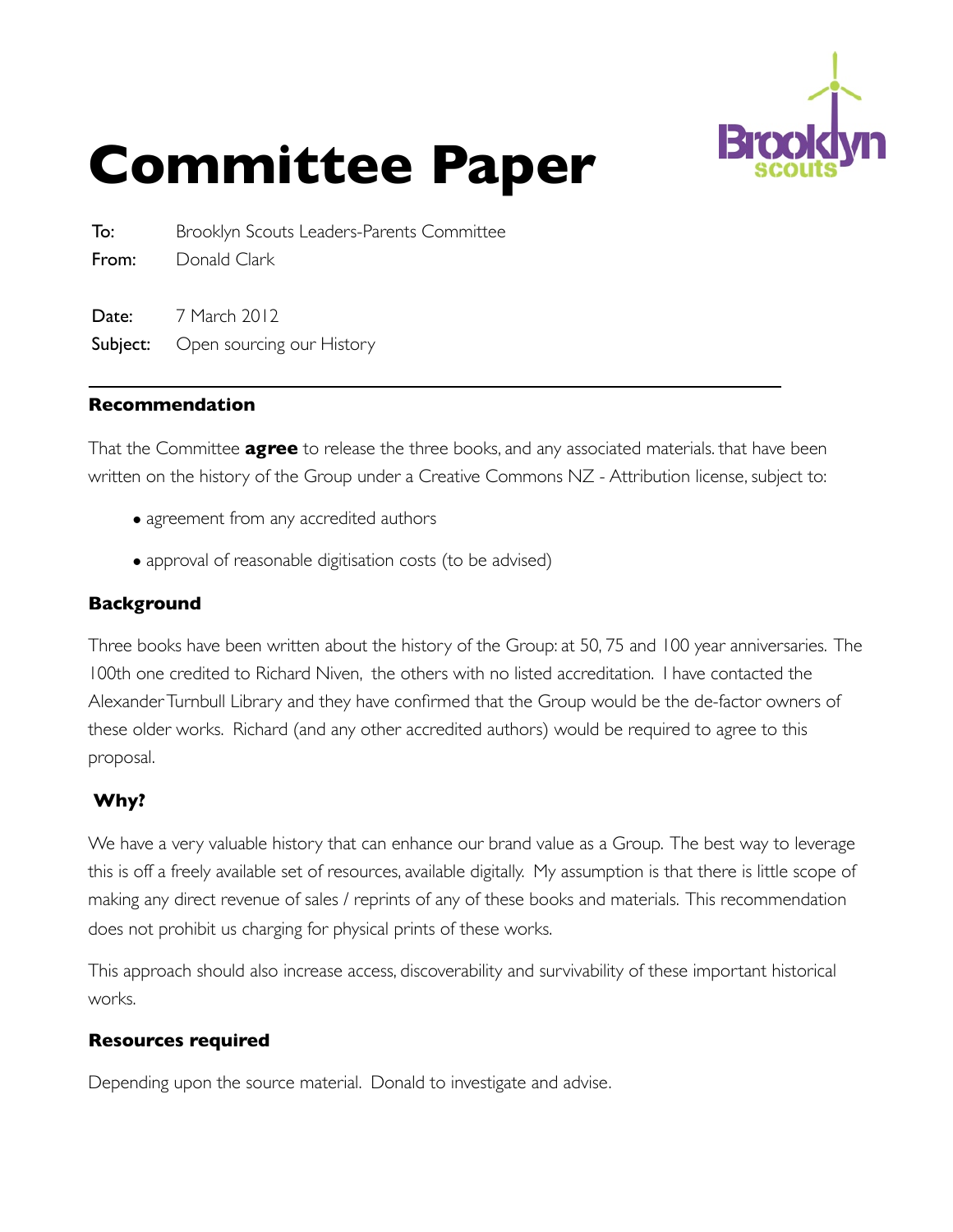# Committee Paper

**To:** Brooklyn Scouts Leaders-Parents Committee
**From:** Donald Clark

**Date:** 7 March 2012
**Subject:** Open sourcing our History

---

### Recommendation

That the Committee **agree** to release the three books, and any associated materials. that have been written on the history of the Group under a Creative Commons NZ - Attribution license, subject to:

- agreement from any accredited authors
- approval of reasonable digitisation costs (to be advised)

### Background

Three books have been written about the history of the Group: at 50, 75 and 100 year anniversaries. The 100th one credited to Richard Niven, the others with no listed accreditation. I have contacted the Alexander Turnbull Library and they have confirmed that the Group would be the de-factor owners of these older works. Richard (and any other accredited authors) would be required to agree to this proposal.

### Why?

We have a very valuable history that can enhance our brand value as a Group. The best way to leverage this is off a freely available set of resources, available digitally. My assumption is that there is little scope of making any direct revenue of sales / reprints of any of these books and materials. This recommendation does not prohibit us charging for physical prints of these works.

This approach should also increase access, discoverability and survivability of these important historical works.

### Resources required

Depending upon the source material. Donald to investigate and advise.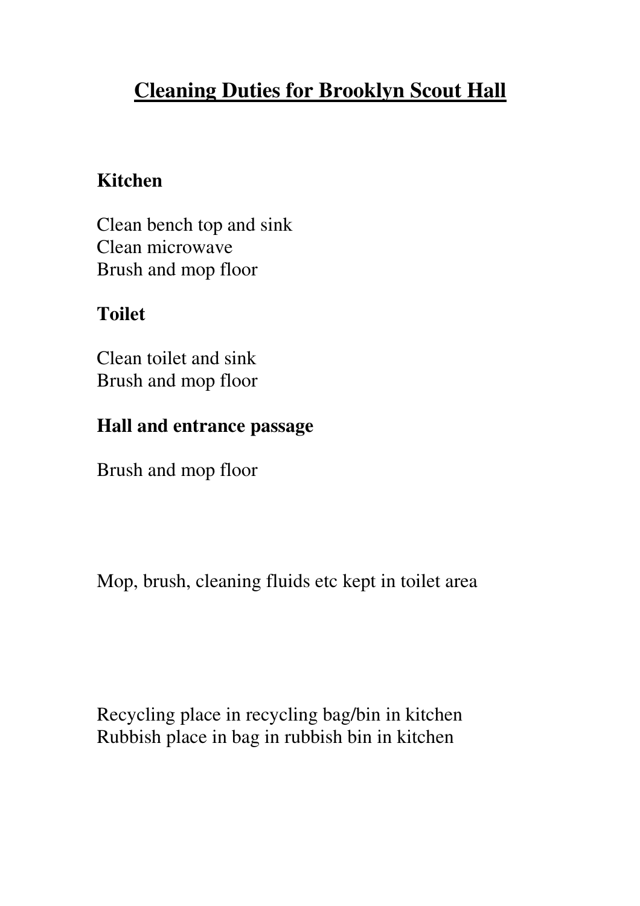# Cleaning Duties for Brooklyn Scout Hall

**Kitchen**

Clean bench top and sink
Clean microwave
Brush and mop floor

**Toilet**

Clean toilet and sink
Brush and mop floor

**Hall and entrance passage**

Brush and mop floor

Mop, brush, cleaning fluids etc kept in toilet area

Recycling place in recycling bag/bin in kitchen
Rubbish place in bag in rubbish bin in kitchen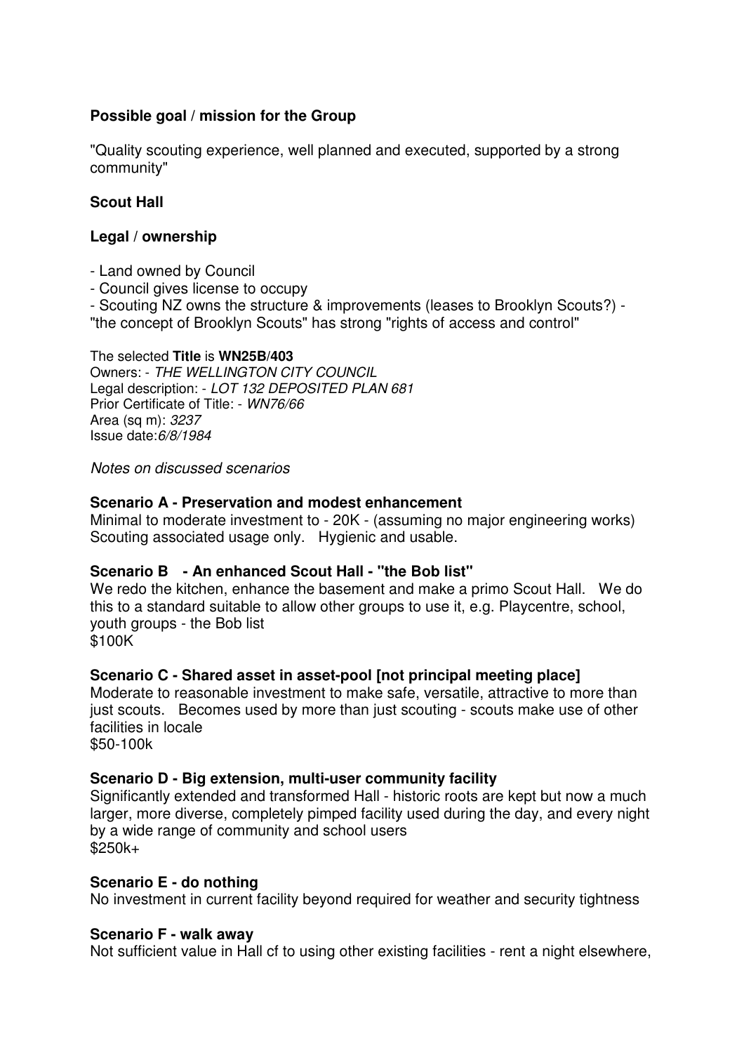**Possible goal / mission for the Group**

"Quality scouting experience, well planned and executed, supported by a strong community"

**Scout Hall**

**Legal / ownership**

- Land owned by Council
- Council gives license to occupy
- Scouting NZ owns the structure & improvements (leases to Brooklyn Scouts?) - "the concept of Brooklyn Scouts" has strong "rights of access and control"

The selected **Title** is **WN25B/403**
Owners: - *THE WELLINGTON CITY COUNCIL*
Legal description: - *LOT 132 DEPOSITED PLAN 681*
Prior Certificate of Title: - *WN76/66*
Area (sq m): *3237*
Issue date:*6/8/1984*

*Notes on discussed scenarios*

**Scenario A - Preservation and modest enhancement**
Minimal to moderate investment to - 20K - (assuming no major engineering works) Scouting associated usage only. Hygienic and usable.

**Scenario B - An enhanced Scout Hall - "the Bob list"**
We redo the kitchen, enhance the basement and make a primo Scout Hall. We do this to a standard suitable to allow other groups to use it, e.g. Playcentre, school, youth groups - the Bob list
$100K

**Scenario C - Shared asset in asset-pool [not principal meeting place]**
Moderate to reasonable investment to make safe, versatile, attractive to more than just scouts. Becomes used by more than just scouting - scouts make use of other facilities in locale
$50-100k

**Scenario D - Big extension, multi-user community facility**
Significantly extended and transformed Hall - historic roots are kept but now a much larger, more diverse, completely pimped facility used during the day, and every night by a wide range of community and school users
$250k+

**Scenario E - do nothing**
No investment in current facility beyond required for weather and security tightness

**Scenario F - walk away**
Not sufficient value in Hall cf to using other existing facilities - rent a night elsewhere,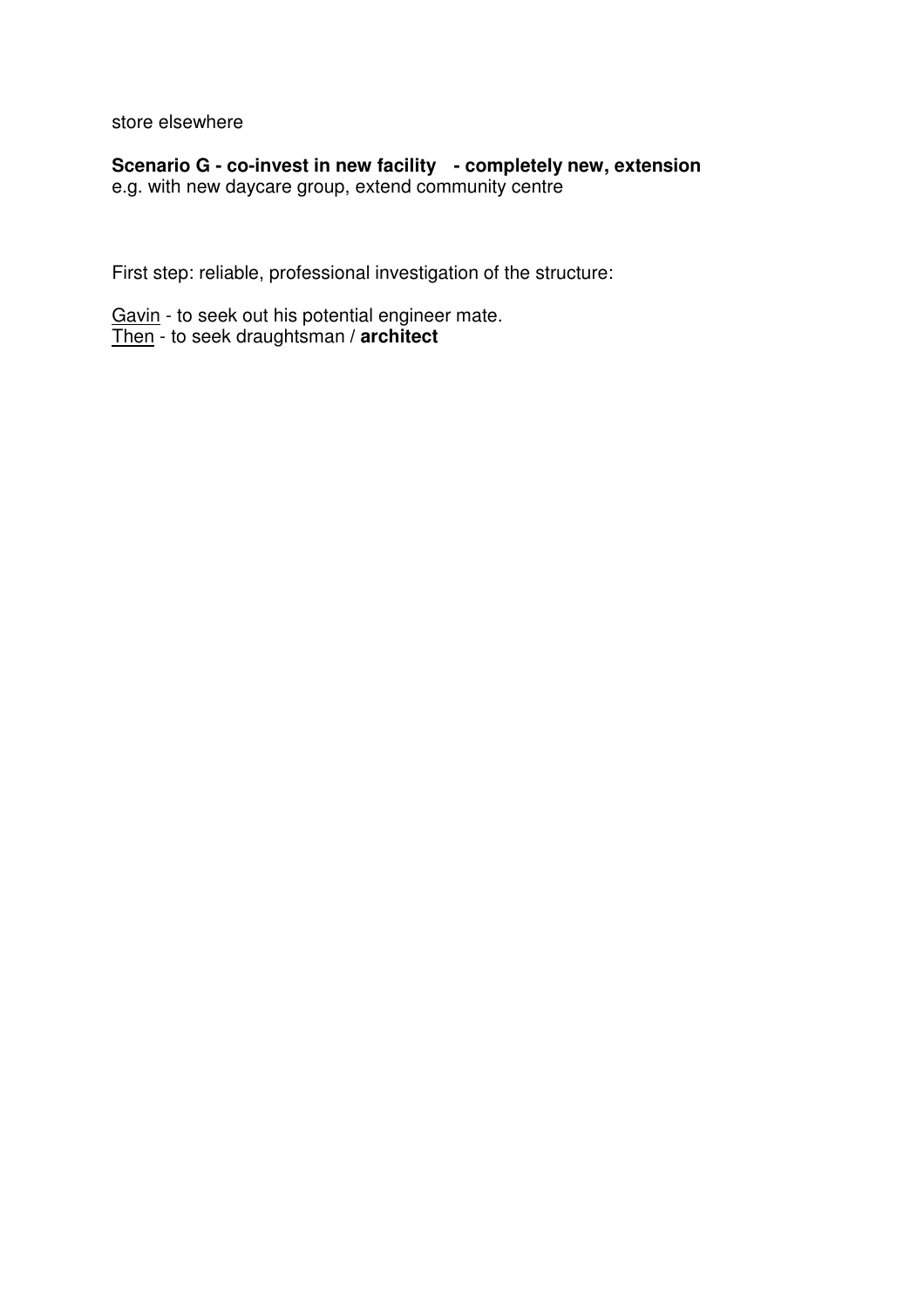store elsewhere

**Scenario G - co-invest in new facility - completely new, extension**
e.g. with new daycare group, extend community centre

First step: reliable, professional investigation of the structure:

<u>Gavin</u> - to seek out his potential engineer mate.
<u>Then</u> - to seek draughtsman / **architect**